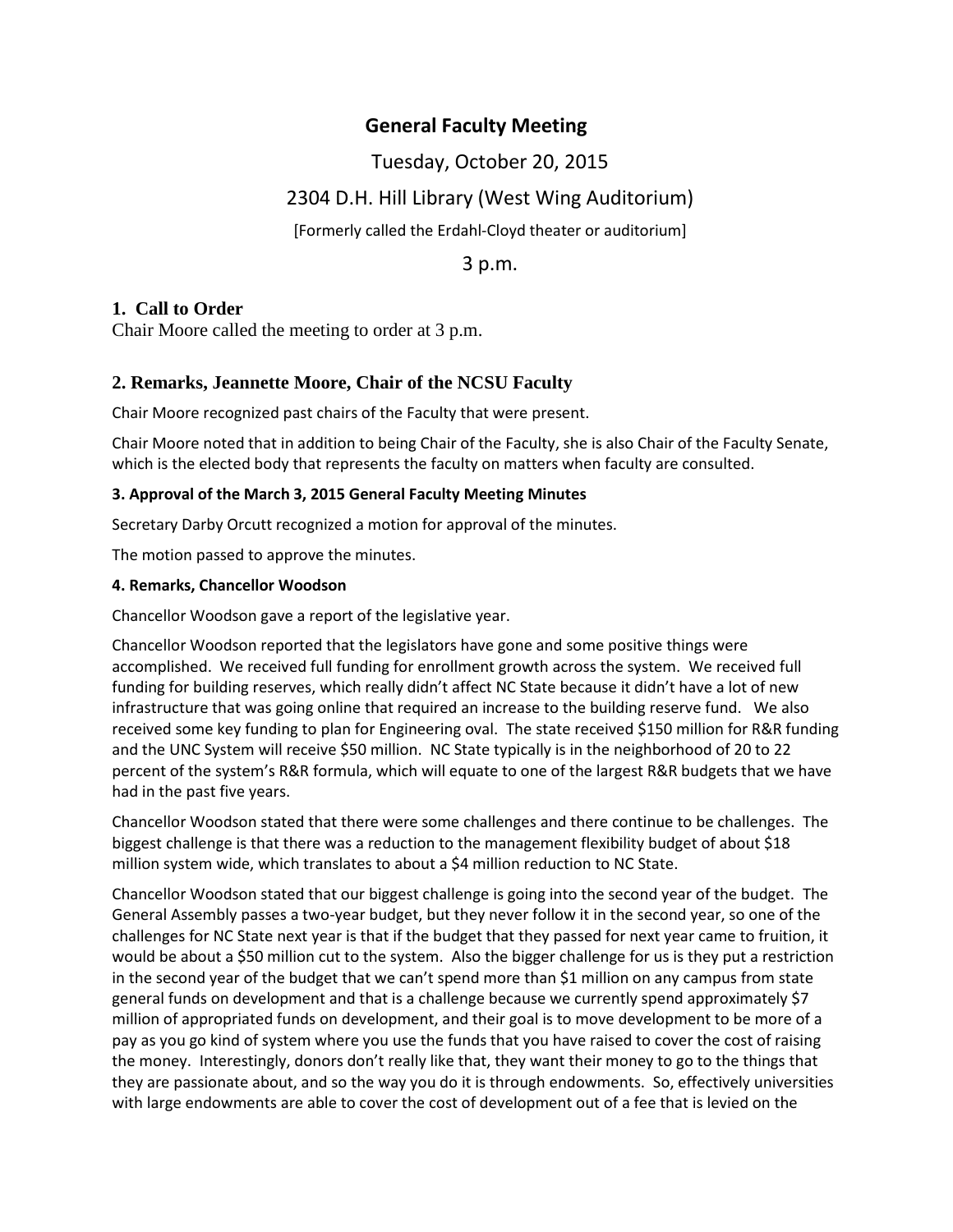# General Faculty Meeting

Tuesday, October 20, 2015

2304 D.H. Hill Library (West Wing Auditorium)

[Formerly called the Erdahl-Cloyd theater or auditorium]

3 p.m.

## 1. Call to Order

Chair Moore called the meeting to order at 3 p.m.

## 2. Remarks, Jeannette Moore, Chair of the NCSU Faculty

Chair Moore recognized past chairs of the Faculty that were present.

Chair Moore noted that in addition to being Chair of the Faculty, she is also Chair of the Faculty Senate, which is the elected body that represents the faculty on matters when faculty are consulted.

**3. Approval of the March 3, 2015 General Faculty Meeting Minutes**

Secretary Darby Orcutt recognized a motion for approval of the minutes.

The motion passed to approve the minutes.

**4. Remarks, Chancellor Woodson**

Chancellor Woodson gave a report of the legislative year.

Chancellor Woodson reported that the legislators have gone and some positive things were accomplished. We received full funding for enrollment growth across the system. We received full funding for building reserves, which really didn't affect NC State because it didn't have a lot of new infrastructure that was going online that required an increase to the building reserve fund. We also received some key funding to plan for Engineering oval. The state received $150 million for R&R funding and the UNC System will receive $50 million. NC State typically is in the neighborhood of 20 to 22 percent of the system's R&R formula, which will equate to one of the largest R&R budgets that we have had in the past five years.

Chancellor Woodson stated that there were some challenges and there continue to be challenges. The biggest challenge is that there was a reduction to the management flexibility budget of about $18 million system wide, which translates to about a $4 million reduction to NC State.

Chancellor Woodson stated that our biggest challenge is going into the second year of the budget. The General Assembly passes a two-year budget, but they never follow it in the second year, so one of the challenges for NC State next year is that if the budget that they passed for next year came to fruition, it would be about a $50 million cut to the system. Also the bigger challenge for us is they put a restriction in the second year of the budget that we can't spend more than $1 million on any campus from state general funds on development and that is a challenge because we currently spend approximately $7 million of appropriated funds on development, and their goal is to move development to be more of a pay as you go kind of system where you use the funds that you have raised to cover the cost of raising the money. Interestingly, donors don't really like that, they want their money to go to the things that they are passionate about, and so the way you do it is through endowments. So, effectively universities with large endowments are able to cover the cost of development out of a fee that is levied on the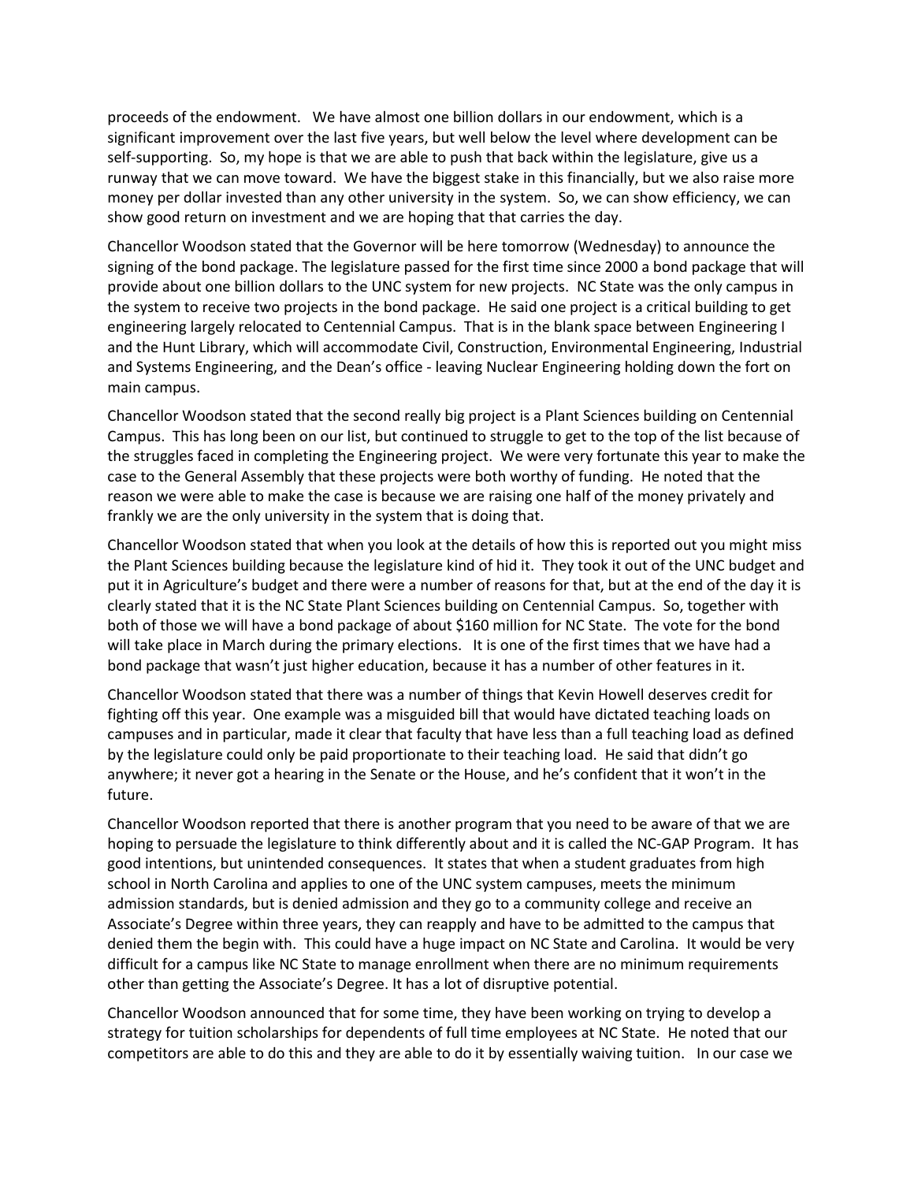proceeds of the endowment. We have almost one billion dollars in our endowment, which is a significant improvement over the last five years, but well below the level where development can be self-supporting. So, my hope is that we are able to push that back within the legislature, give us a runway that we can move toward. We have the biggest stake in this financially, but we also raise more money per dollar invested than any other university in the system. So, we can show efficiency, we can show good return on investment and we are hoping that that carries the day.

Chancellor Woodson stated that the Governor will be here tomorrow (Wednesday) to announce the signing of the bond package. The legislature passed for the first time since 2000 a bond package that will provide about one billion dollars to the UNC system for new projects. NC State was the only campus in the system to receive two projects in the bond package. He said one project is a critical building to get engineering largely relocated to Centennial Campus. That is in the blank space between Engineering I and the Hunt Library, which will accommodate Civil, Construction, Environmental Engineering, Industrial and Systems Engineering, and the Dean's office - leaving Nuclear Engineering holding down the fort on main campus.

Chancellor Woodson stated that the second really big project is a Plant Sciences building on Centennial Campus. This has long been on our list, but continued to struggle to get to the top of the list because of the struggles faced in completing the Engineering project. We were very fortunate this year to make the case to the General Assembly that these projects were both worthy of funding. He noted that the reason we were able to make the case is because we are raising one half of the money privately and frankly we are the only university in the system that is doing that.

Chancellor Woodson stated that when you look at the details of how this is reported out you might miss the Plant Sciences building because the legislature kind of hid it. They took it out of the UNC budget and put it in Agriculture's budget and there were a number of reasons for that, but at the end of the day it is clearly stated that it is the NC State Plant Sciences building on Centennial Campus. So, together with both of those we will have a bond package of about $160 million for NC State. The vote for the bond will take place in March during the primary elections. It is one of the first times that we have had a bond package that wasn't just higher education, because it has a number of other features in it.

Chancellor Woodson stated that there was a number of things that Kevin Howell deserves credit for fighting off this year. One example was a misguided bill that would have dictated teaching loads on campuses and in particular, made it clear that faculty that have less than a full teaching load as defined by the legislature could only be paid proportionate to their teaching load. He said that didn't go anywhere; it never got a hearing in the Senate or the House, and he's confident that it won't in the future.

Chancellor Woodson reported that there is another program that you need to be aware of that we are hoping to persuade the legislature to think differently about and it is called the NC-GAP Program. It has good intentions, but unintended consequences. It states that when a student graduates from high school in North Carolina and applies to one of the UNC system campuses, meets the minimum admission standards, but is denied admission and they go to a community college and receive an Associate's Degree within three years, they can reapply and have to be admitted to the campus that denied them the begin with. This could have a huge impact on NC State and Carolina. It would be very difficult for a campus like NC State to manage enrollment when there are no minimum requirements other than getting the Associate's Degree. It has a lot of disruptive potential.

Chancellor Woodson announced that for some time, they have been working on trying to develop a strategy for tuition scholarships for dependents of full time employees at NC State. He noted that our competitors are able to do this and they are able to do it by essentially waiving tuition. In our case we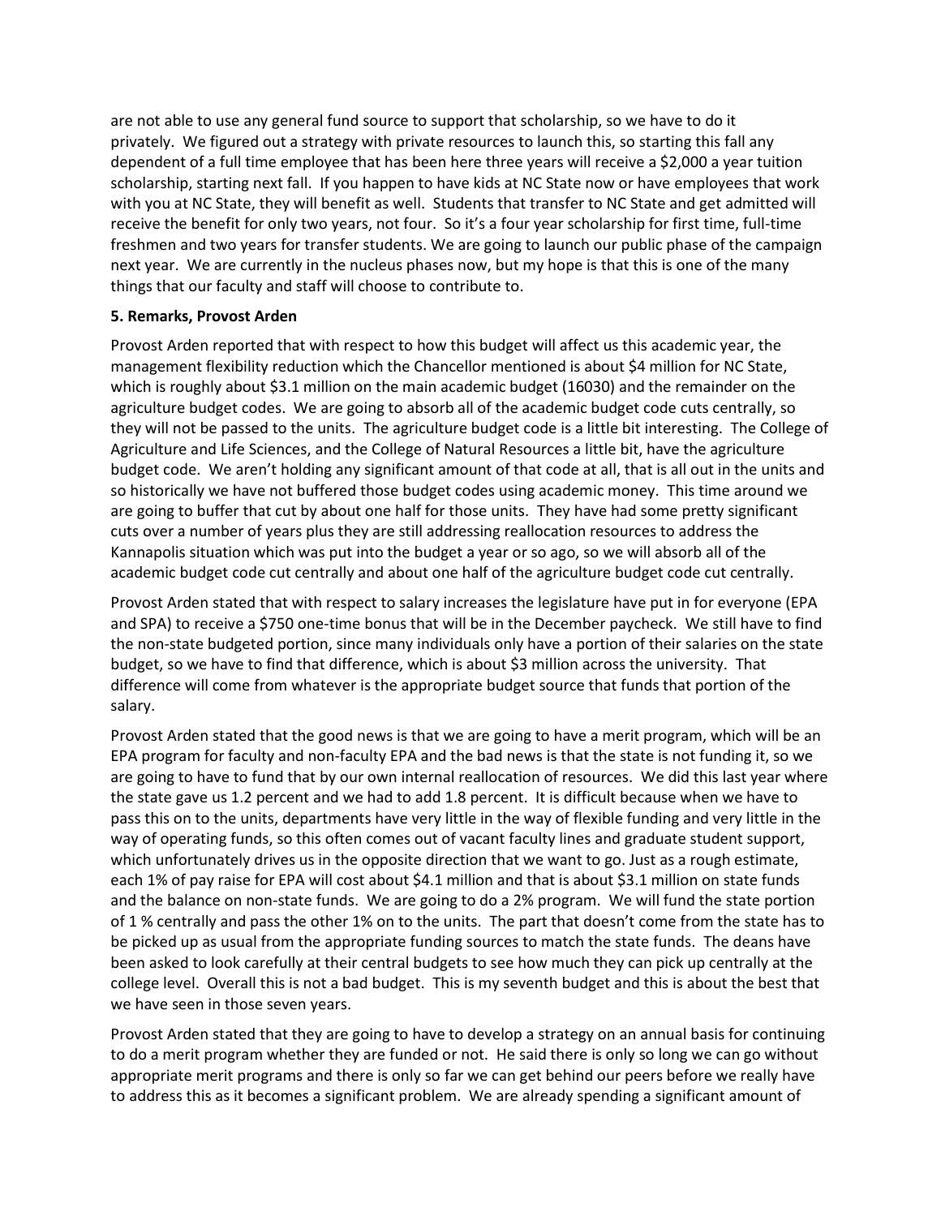are not able to use any general fund source to support that scholarship, so we have to do it privately. We figured out a strategy with private resources to launch this, so starting this fall any dependent of a full time employee that has been here three years will receive a $2,000 a year tuition scholarship, starting next fall. If you happen to have kids at NC State now or have employees that work with you at NC State, they will benefit as well. Students that transfer to NC State and get admitted will receive the benefit for only two years, not four. So it's a four year scholarship for first time, full-time freshmen and two years for transfer students. We are going to launch our public phase of the campaign next year. We are currently in the nucleus phases now, but my hope is that this is one of the many things that our faculty and staff will choose to contribute to.

**5. Remarks, Provost Arden**

Provost Arden reported that with respect to how this budget will affect us this academic year, the management flexibility reduction which the Chancellor mentioned is about $4 million for NC State, which is roughly about $3.1 million on the main academic budget (16030) and the remainder on the agriculture budget codes. We are going to absorb all of the academic budget code cuts centrally, so they will not be passed to the units. The agriculture budget code is a little bit interesting. The College of Agriculture and Life Sciences, and the College of Natural Resources a little bit, have the agriculture budget code. We aren't holding any significant amount of that code at all, that is all out in the units and so historically we have not buffered those budget codes using academic money. This time around we are going to buffer that cut by about one half for those units. They have had some pretty significant cuts over a number of years plus they are still addressing reallocation resources to address the Kannapolis situation which was put into the budget a year or so ago, so we will absorb all of the academic budget code cut centrally and about one half of the agriculture budget code cut centrally.

Provost Arden stated that with respect to salary increases the legislature have put in for everyone (EPA and SPA) to receive a $750 one-time bonus that will be in the December paycheck. We still have to find the non-state budgeted portion, since many individuals only have a portion of their salaries on the state budget, so we have to find that difference, which is about $3 million across the university. That difference will come from whatever is the appropriate budget source that funds that portion of the salary.

Provost Arden stated that the good news is that we are going to have a merit program, which will be an EPA program for faculty and non-faculty EPA and the bad news is that the state is not funding it, so we are going to have to fund that by our own internal reallocation of resources. We did this last year where the state gave us 1.2 percent and we had to add 1.8 percent. It is difficult because when we have to pass this on to the units, departments have very little in the way of flexible funding and very little in the way of operating funds, so this often comes out of vacant faculty lines and graduate student support, which unfortunately drives us in the opposite direction that we want to go. Just as a rough estimate, each 1% of pay raise for EPA will cost about $4.1 million and that is about $3.1 million on state funds and the balance on non-state funds. We are going to do a 2% program. We will fund the state portion of 1 % centrally and pass the other 1% on to the units. The part that doesn't come from the state has to be picked up as usual from the appropriate funding sources to match the state funds. The deans have been asked to look carefully at their central budgets to see how much they can pick up centrally at the college level. Overall this is not a bad budget. This is my seventh budget and this is about the best that we have seen in those seven years.

Provost Arden stated that they are going to have to develop a strategy on an annual basis for continuing to do a merit program whether they are funded or not. He said there is only so long we can go without appropriate merit programs and there is only so far we can get behind our peers before we really have to address this as it becomes a significant problem. We are already spending a significant amount of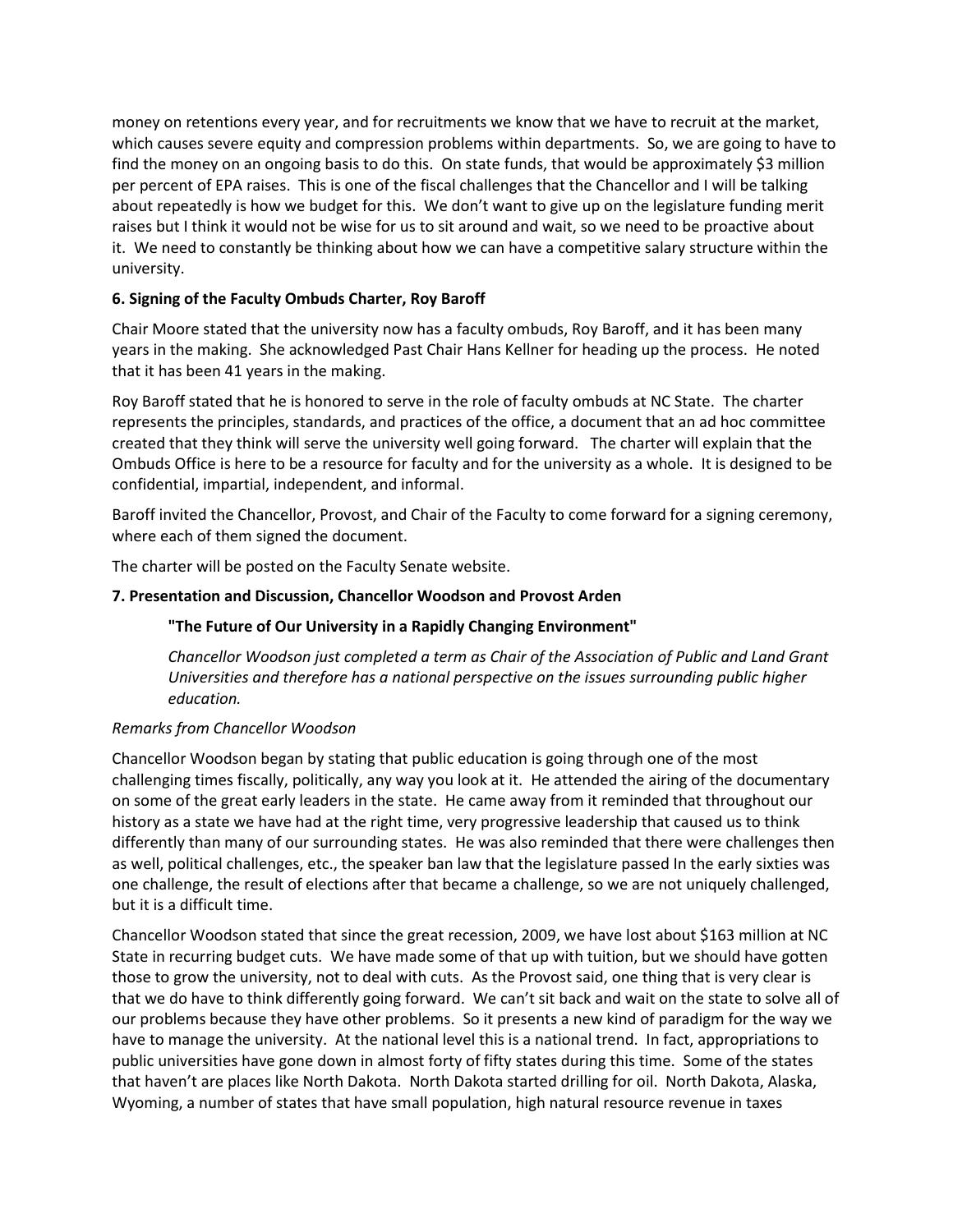money on retentions every year, and for recruitments we know that we have to recruit at the market, which causes severe equity and compression problems within departments. So, we are going to have to find the money on an ongoing basis to do this. On state funds, that would be approximately $3 million per percent of EPA raises. This is one of the fiscal challenges that the Chancellor and I will be talking about repeatedly is how we budget for this. We don't want to give up on the legislature funding merit raises but I think it would not be wise for us to sit around and wait, so we need to be proactive about it. We need to constantly be thinking about how we can have a competitive salary structure within the university.

**6. Signing of the Faculty Ombuds Charter, Roy Baroff**

Chair Moore stated that the university now has a faculty ombuds, Roy Baroff, and it has been many years in the making. She acknowledged Past Chair Hans Kellner for heading up the process. He noted that it has been 41 years in the making.

Roy Baroff stated that he is honored to serve in the role of faculty ombuds at NC State. The charter represents the principles, standards, and practices of the office, a document that an ad hoc committee created that they think will serve the university well going forward. The charter will explain that the Ombuds Office is here to be a resource for faculty and for the university as a whole. It is designed to be confidential, impartial, independent, and informal.

Baroff invited the Chancellor, Provost, and Chair of the Faculty to come forward for a signing ceremony, where each of them signed the document.

The charter will be posted on the Faculty Senate website.

**7. Presentation and Discussion, Chancellor Woodson and Provost Arden**

> **"The Future of Our University in a Rapidly Changing Environment"**
>
> *Chancellor Woodson just completed a term as Chair of the Association of Public and Land Grant Universities and therefore has a national perspective on the issues surrounding public higher education.*

*Remarks from Chancellor Woodson*

Chancellor Woodson began by stating that public education is going through one of the most challenging times fiscally, politically, any way you look at it. He attended the airing of the documentary on some of the great early leaders in the state. He came away from it reminded that throughout our history as a state we have had at the right time, very progressive leadership that caused us to think differently than many of our surrounding states. He was also reminded that there were challenges then as well, political challenges, etc., the speaker ban law that the legislature passed In the early sixties was one challenge, the result of elections after that became a challenge, so we are not uniquely challenged, but it is a difficult time.

Chancellor Woodson stated that since the great recession, 2009, we have lost about $163 million at NC State in recurring budget cuts. We have made some of that up with tuition, but we should have gotten those to grow the university, not to deal with cuts. As the Provost said, one thing that is very clear is that we do have to think differently going forward. We can't sit back and wait on the state to solve all of our problems because they have other problems. So it presents a new kind of paradigm for the way we have to manage the university. At the national level this is a national trend. In fact, appropriations to public universities have gone down in almost forty of fifty states during this time. Some of the states that haven't are places like North Dakota. North Dakota started drilling for oil. North Dakota, Alaska, Wyoming, a number of states that have small population, high natural resource revenue in taxes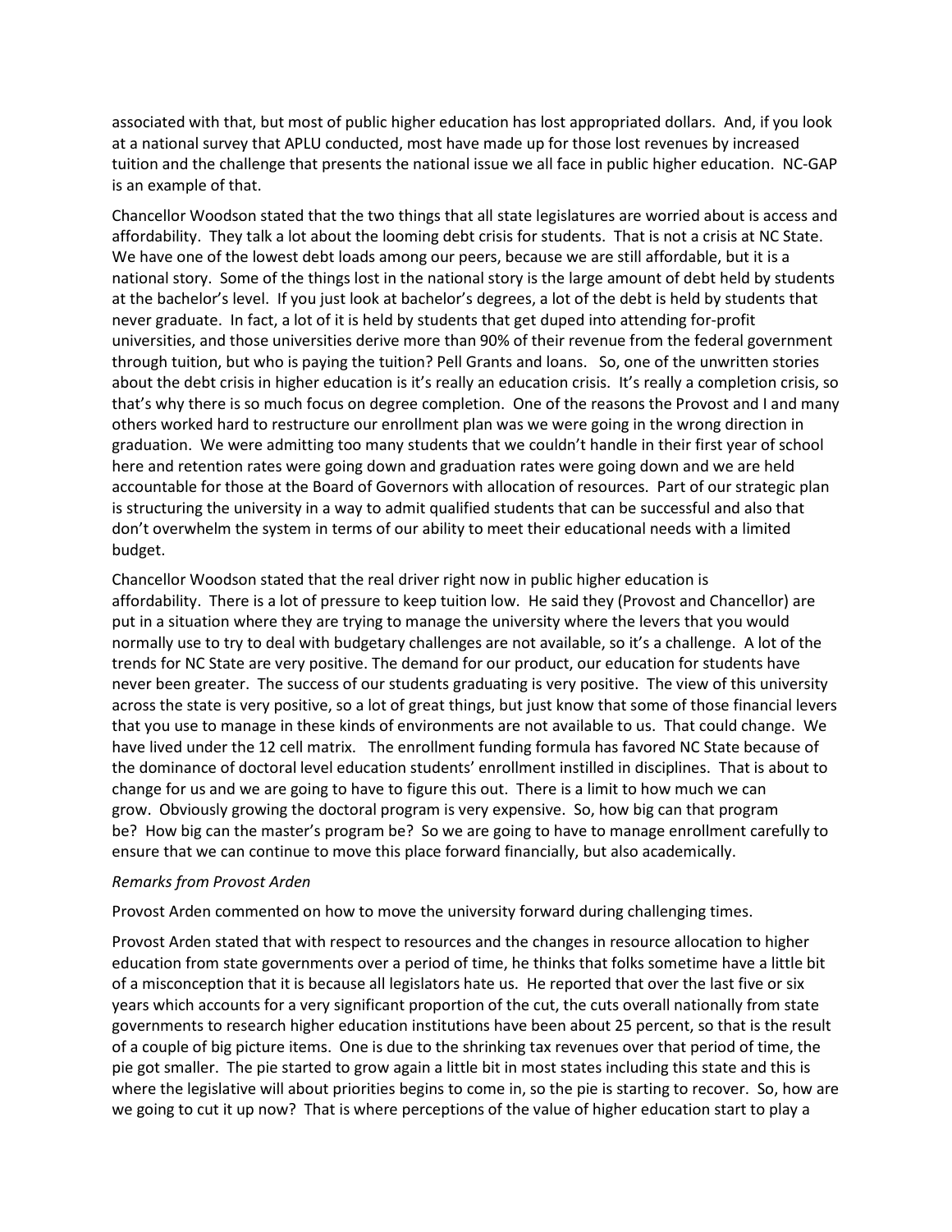associated with that, but most of public higher education has lost appropriated dollars. And, if you look at a national survey that APLU conducted, most have made up for those lost revenues by increased tuition and the challenge that presents the national issue we all face in public higher education. NC-GAP is an example of that.

Chancellor Woodson stated that the two things that all state legislatures are worried about is access and affordability. They talk a lot about the looming debt crisis for students. That is not a crisis at NC State. We have one of the lowest debt loads among our peers, because we are still affordable, but it is a national story. Some of the things lost in the national story is the large amount of debt held by students at the bachelor's level. If you just look at bachelor's degrees, a lot of the debt is held by students that never graduate. In fact, a lot of it is held by students that get duped into attending for-profit universities, and those universities derive more than 90% of their revenue from the federal government through tuition, but who is paying the tuition? Pell Grants and loans. So, one of the unwritten stories about the debt crisis in higher education is it's really an education crisis. It's really a completion crisis, so that's why there is so much focus on degree completion. One of the reasons the Provost and I and many others worked hard to restructure our enrollment plan was we were going in the wrong direction in graduation. We were admitting too many students that we couldn't handle in their first year of school here and retention rates were going down and graduation rates were going down and we are held accountable for those at the Board of Governors with allocation of resources. Part of our strategic plan is structuring the university in a way to admit qualified students that can be successful and also that don't overwhelm the system in terms of our ability to meet their educational needs with a limited budget.

Chancellor Woodson stated that the real driver right now in public higher education is affordability. There is a lot of pressure to keep tuition low. He said they (Provost and Chancellor) are put in a situation where they are trying to manage the university where the levers that you would normally use to try to deal with budgetary challenges are not available, so it's a challenge. A lot of the trends for NC State are very positive. The demand for our product, our education for students have never been greater. The success of our students graduating is very positive. The view of this university across the state is very positive, so a lot of great things, but just know that some of those financial levers that you use to manage in these kinds of environments are not available to us. That could change. We have lived under the 12 cell matrix. The enrollment funding formula has favored NC State because of the dominance of doctoral level education students' enrollment instilled in disciplines. That is about to change for us and we are going to have to figure this out. There is a limit to how much we can grow. Obviously growing the doctoral program is very expensive. So, how big can that program be? How big can the master's program be? So we are going to have to manage enrollment carefully to ensure that we can continue to move this place forward financially, but also academically.

*Remarks from Provost Arden*

Provost Arden commented on how to move the university forward during challenging times.

Provost Arden stated that with respect to resources and the changes in resource allocation to higher education from state governments over a period of time, he thinks that folks sometime have a little bit of a misconception that it is because all legislators hate us. He reported that over the last five or six years which accounts for a very significant proportion of the cut, the cuts overall nationally from state governments to research higher education institutions have been about 25 percent, so that is the result of a couple of big picture items. One is due to the shrinking tax revenues over that period of time, the pie got smaller. The pie started to grow again a little bit in most states including this state and this is where the legislative will about priorities begins to come in, so the pie is starting to recover. So, how are we going to cut it up now? That is where perceptions of the value of higher education start to play a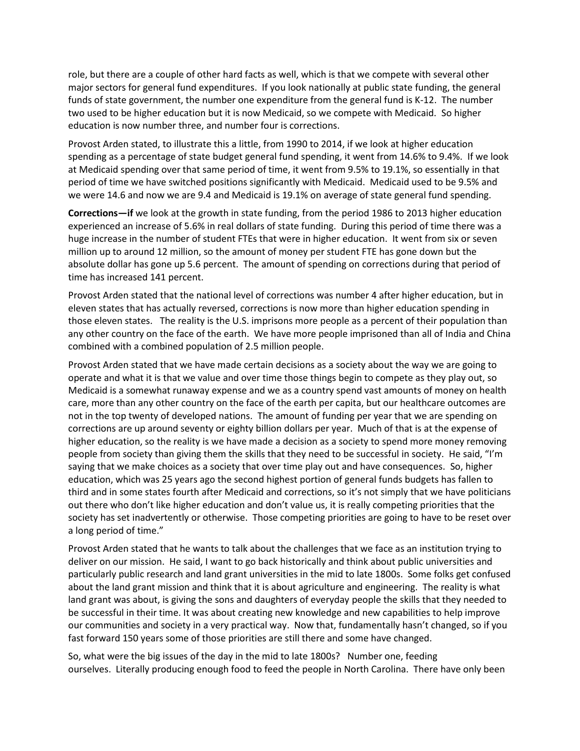role, but there are a couple of other hard facts as well, which is that we compete with several other major sectors for general fund expenditures. If you look nationally at public state funding, the general funds of state government, the number one expenditure from the general fund is K-12. The number two used to be higher education but it is now Medicaid, so we compete with Medicaid. So higher education is now number three, and number four is corrections.

Provost Arden stated, to illustrate this a little, from 1990 to 2014, if we look at higher education spending as a percentage of state budget general fund spending, it went from 14.6% to 9.4%. If we look at Medicaid spending over that same period of time, it went from 9.5% to 19.1%, so essentially in that period of time we have switched positions significantly with Medicaid. Medicaid used to be 9.5% and we were 14.6 and now we are 9.4 and Medicaid is 19.1% on average of state general fund spending.

**Corrections—if** we look at the growth in state funding, from the period 1986 to 2013 higher education experienced an increase of 5.6% in real dollars of state funding. During this period of time there was a huge increase in the number of student FTEs that were in higher education. It went from six or seven million up to around 12 million, so the amount of money per student FTE has gone down but the absolute dollar has gone up 5.6 percent. The amount of spending on corrections during that period of time has increased 141 percent.

Provost Arden stated that the national level of corrections was number 4 after higher education, but in eleven states that has actually reversed, corrections is now more than higher education spending in those eleven states. The reality is the U.S. imprisons more people as a percent of their population than any other country on the face of the earth. We have more people imprisoned than all of India and China combined with a combined population of 2.5 million people.

Provost Arden stated that we have made certain decisions as a society about the way we are going to operate and what it is that we value and over time those things begin to compete as they play out, so Medicaid is a somewhat runaway expense and we as a country spend vast amounts of money on health care, more than any other country on the face of the earth per capita, but our healthcare outcomes are not in the top twenty of developed nations. The amount of funding per year that we are spending on corrections are up around seventy or eighty billion dollars per year. Much of that is at the expense of higher education, so the reality is we have made a decision as a society to spend more money removing people from society than giving them the skills that they need to be successful in society. He said, "I'm saying that we make choices as a society that over time play out and have consequences. So, higher education, which was 25 years ago the second highest portion of general funds budgets has fallen to third and in some states fourth after Medicaid and corrections, so it's not simply that we have politicians out there who don't like higher education and don't value us, it is really competing priorities that the society has set inadvertently or otherwise. Those competing priorities are going to have to be reset over a long period of time."

Provost Arden stated that he wants to talk about the challenges that we face as an institution trying to deliver on our mission. He said, I want to go back historically and think about public universities and particularly public research and land grant universities in the mid to late 1800s. Some folks get confused about the land grant mission and think that it is about agriculture and engineering. The reality is what land grant was about, is giving the sons and daughters of everyday people the skills that they needed to be successful in their time. It was about creating new knowledge and new capabilities to help improve our communities and society in a very practical way. Now that, fundamentally hasn't changed, so if you fast forward 150 years some of those priorities are still there and some have changed.

So, what were the big issues of the day in the mid to late 1800s? Number one, feeding ourselves. Literally producing enough food to feed the people in North Carolina. There have only been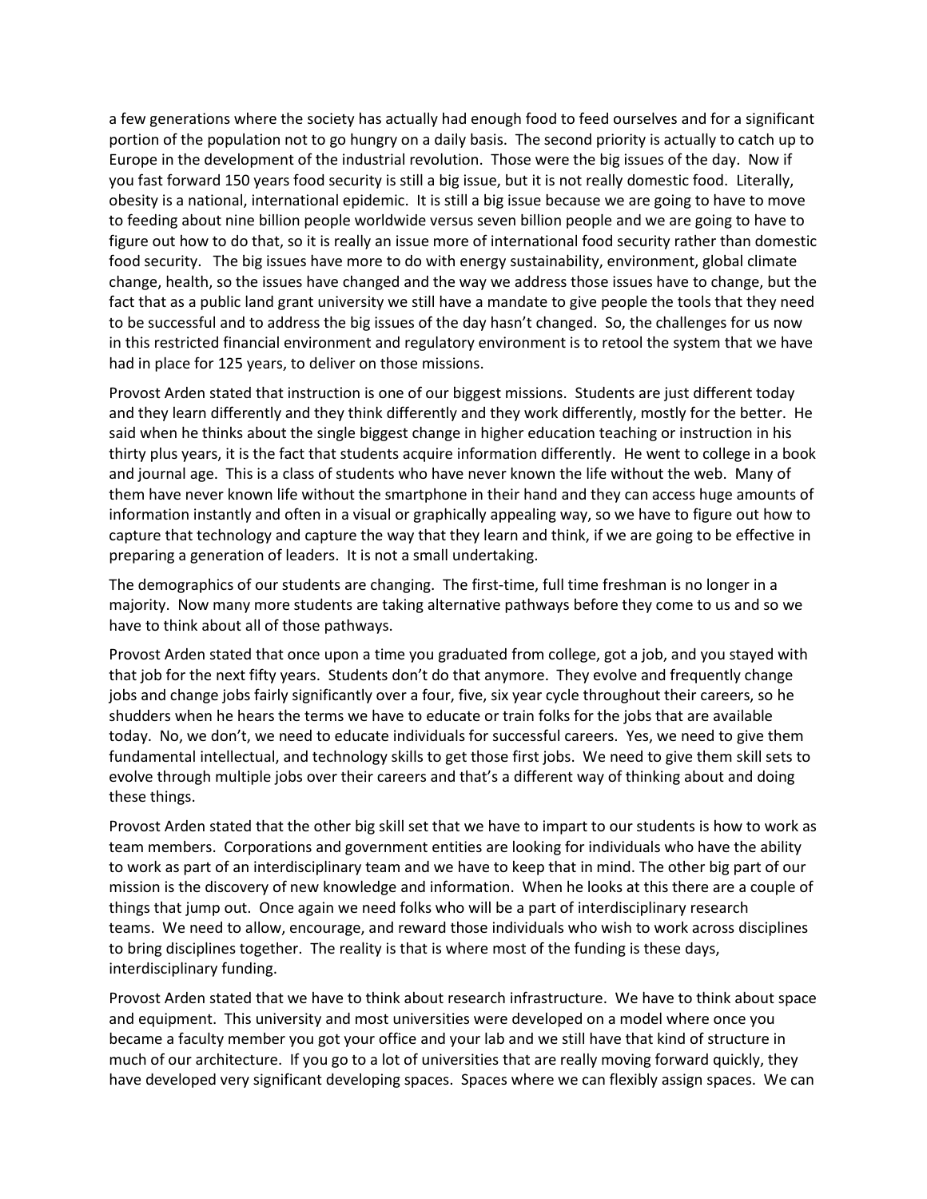a few generations where the society has actually had enough food to feed ourselves and for a significant portion of the population not to go hungry on a daily basis. The second priority is actually to catch up to Europe in the development of the industrial revolution. Those were the big issues of the day. Now if you fast forward 150 years food security is still a big issue, but it is not really domestic food. Literally, obesity is a national, international epidemic. It is still a big issue because we are going to have to move to feeding about nine billion people worldwide versus seven billion people and we are going to have to figure out how to do that, so it is really an issue more of international food security rather than domestic food security. The big issues have more to do with energy sustainability, environment, global climate change, health, so the issues have changed and the way we address those issues have to change, but the fact that as a public land grant university we still have a mandate to give people the tools that they need to be successful and to address the big issues of the day hasn't changed. So, the challenges for us now in this restricted financial environment and regulatory environment is to retool the system that we have had in place for 125 years, to deliver on those missions.

Provost Arden stated that instruction is one of our biggest missions. Students are just different today and they learn differently and they think differently and they work differently, mostly for the better. He said when he thinks about the single biggest change in higher education teaching or instruction in his thirty plus years, it is the fact that students acquire information differently. He went to college in a book and journal age. This is a class of students who have never known the life without the web. Many of them have never known life without the smartphone in their hand and they can access huge amounts of information instantly and often in a visual or graphically appealing way, so we have to figure out how to capture that technology and capture the way that they learn and think, if we are going to be effective in preparing a generation of leaders. It is not a small undertaking.

The demographics of our students are changing. The first-time, full time freshman is no longer in a majority. Now many more students are taking alternative pathways before they come to us and so we have to think about all of those pathways.

Provost Arden stated that once upon a time you graduated from college, got a job, and you stayed with that job for the next fifty years. Students don't do that anymore. They evolve and frequently change jobs and change jobs fairly significantly over a four, five, six year cycle throughout their careers, so he shudders when he hears the terms we have to educate or train folks for the jobs that are available today. No, we don't, we need to educate individuals for successful careers. Yes, we need to give them fundamental intellectual, and technology skills to get those first jobs. We need to give them skill sets to evolve through multiple jobs over their careers and that's a different way of thinking about and doing these things.

Provost Arden stated that the other big skill set that we have to impart to our students is how to work as team members. Corporations and government entities are looking for individuals who have the ability to work as part of an interdisciplinary team and we have to keep that in mind. The other big part of our mission is the discovery of new knowledge and information. When he looks at this there are a couple of things that jump out. Once again we need folks who will be a part of interdisciplinary research teams. We need to allow, encourage, and reward those individuals who wish to work across disciplines to bring disciplines together. The reality is that is where most of the funding is these days, interdisciplinary funding.

Provost Arden stated that we have to think about research infrastructure. We have to think about space and equipment. This university and most universities were developed on a model where once you became a faculty member you got your office and your lab and we still have that kind of structure in much of our architecture. If you go to a lot of universities that are really moving forward quickly, they have developed very significant developing spaces. Spaces where we can flexibly assign spaces. We can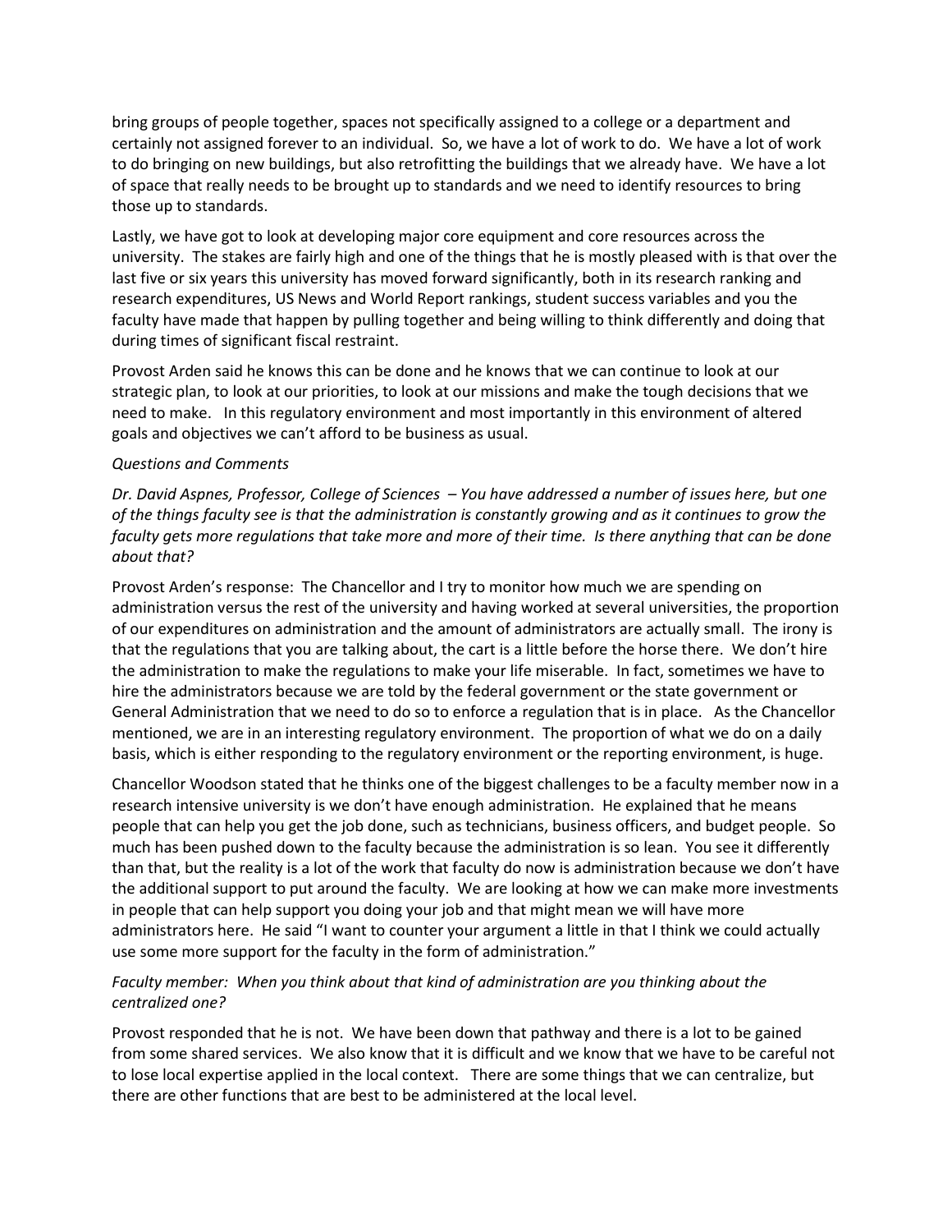bring groups of people together, spaces not specifically assigned to a college or a department and certainly not assigned forever to an individual. So, we have a lot of work to do. We have a lot of work to do bringing on new buildings, but also retrofitting the buildings that we already have. We have a lot of space that really needs to be brought up to standards and we need to identify resources to bring those up to standards.

Lastly, we have got to look at developing major core equipment and core resources across the university. The stakes are fairly high and one of the things that he is mostly pleased with is that over the last five or six years this university has moved forward significantly, both in its research ranking and research expenditures, US News and World Report rankings, student success variables and you the faculty have made that happen by pulling together and being willing to think differently and doing that during times of significant fiscal restraint.

Provost Arden said he knows this can be done and he knows that we can continue to look at our strategic plan, to look at our priorities, to look at our missions and make the tough decisions that we need to make. In this regulatory environment and most importantly in this environment of altered goals and objectives we can't afford to be business as usual.

*Questions and Comments*

*Dr. David Aspnes, Professor, College of Sciences – You have addressed a number of issues here, but one of the things faculty see is that the administration is constantly growing and as it continues to grow the faculty gets more regulations that take more and more of their time. Is there anything that can be done about that?*

Provost Arden's response: The Chancellor and I try to monitor how much we are spending on administration versus the rest of the university and having worked at several universities, the proportion of our expenditures on administration and the amount of administrators are actually small. The irony is that the regulations that you are talking about, the cart is a little before the horse there. We don't hire the administration to make the regulations to make your life miserable. In fact, sometimes we have to hire the administrators because we are told by the federal government or the state government or General Administration that we need to do so to enforce a regulation that is in place. As the Chancellor mentioned, we are in an interesting regulatory environment. The proportion of what we do on a daily basis, which is either responding to the regulatory environment or the reporting environment, is huge.

Chancellor Woodson stated that he thinks one of the biggest challenges to be a faculty member now in a research intensive university is we don't have enough administration. He explained that he means people that can help you get the job done, such as technicians, business officers, and budget people. So much has been pushed down to the faculty because the administration is so lean. You see it differently than that, but the reality is a lot of the work that faculty do now is administration because we don't have the additional support to put around the faculty. We are looking at how we can make more investments in people that can help support you doing your job and that might mean we will have more administrators here. He said "I want to counter your argument a little in that I think we could actually use some more support for the faculty in the form of administration."

*Faculty member: When you think about that kind of administration are you thinking about the centralized one?*

Provost responded that he is not. We have been down that pathway and there is a lot to be gained from some shared services. We also know that it is difficult and we know that we have to be careful not to lose local expertise applied in the local context. There are some things that we can centralize, but there are other functions that are best to be administered at the local level.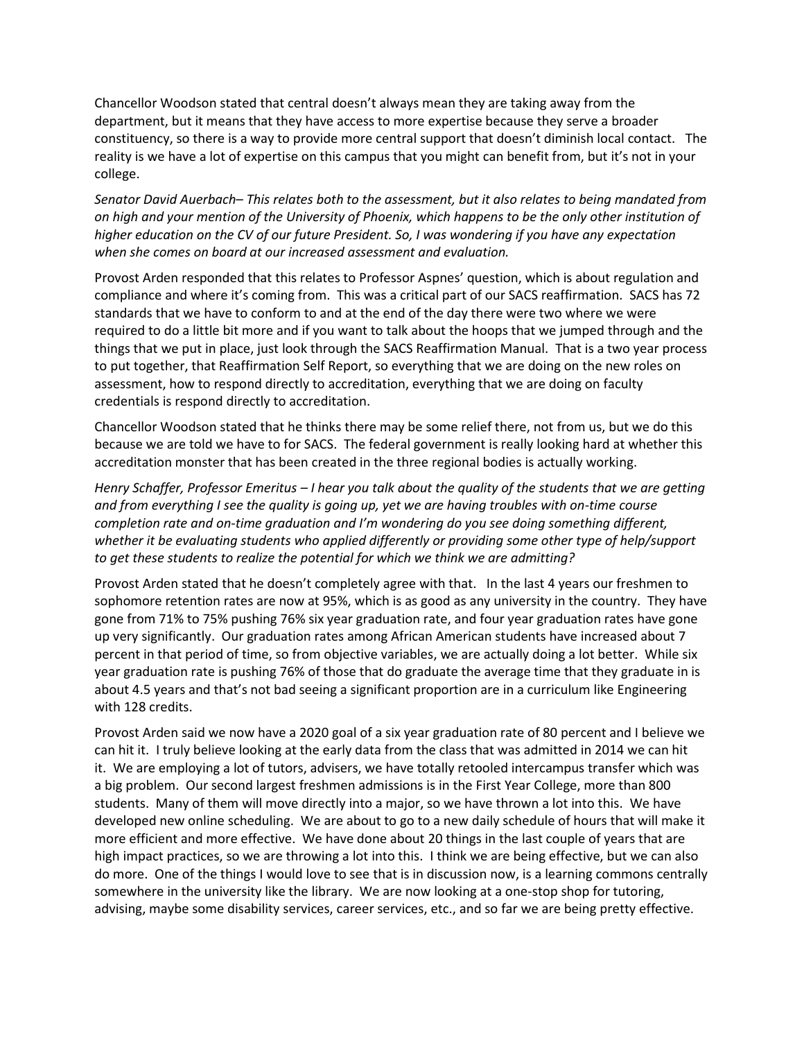Chancellor Woodson stated that central doesn't always mean they are taking away from the department, but it means that they have access to more expertise because they serve a broader constituency, so there is a way to provide more central support that doesn't diminish local contact. The reality is we have a lot of expertise on this campus that you might can benefit from, but it's not in your college.

*Senator David Auerbach– This relates both to the assessment, but it also relates to being mandated from on high and your mention of the University of Phoenix, which happens to be the only other institution of higher education on the CV of our future President. So, I was wondering if you have any expectation when she comes on board at our increased assessment and evaluation.*

Provost Arden responded that this relates to Professor Aspnes' question, which is about regulation and compliance and where it's coming from. This was a critical part of our SACS reaffirmation. SACS has 72 standards that we have to conform to and at the end of the day there were two where we were required to do a little bit more and if you want to talk about the hoops that we jumped through and the things that we put in place, just look through the SACS Reaffirmation Manual. That is a two year process to put together, that Reaffirmation Self Report, so everything that we are doing on the new roles on assessment, how to respond directly to accreditation, everything that we are doing on faculty credentials is respond directly to accreditation.

Chancellor Woodson stated that he thinks there may be some relief there, not from us, but we do this because we are told we have to for SACS. The federal government is really looking hard at whether this accreditation monster that has been created in the three regional bodies is actually working.

*Henry Schaffer, Professor Emeritus – I hear you talk about the quality of the students that we are getting and from everything I see the quality is going up, yet we are having troubles with on-time course completion rate and on-time graduation and I'm wondering do you see doing something different, whether it be evaluating students who applied differently or providing some other type of help/support to get these students to realize the potential for which we think we are admitting?*

Provost Arden stated that he doesn't completely agree with that. In the last 4 years our freshmen to sophomore retention rates are now at 95%, which is as good as any university in the country. They have gone from 71% to 75% pushing 76% six year graduation rate, and four year graduation rates have gone up very significantly. Our graduation rates among African American students have increased about 7 percent in that period of time, so from objective variables, we are actually doing a lot better. While six year graduation rate is pushing 76% of those that do graduate the average time that they graduate in is about 4.5 years and that's not bad seeing a significant proportion are in a curriculum like Engineering with 128 credits.

Provost Arden said we now have a 2020 goal of a six year graduation rate of 80 percent and I believe we can hit it. I truly believe looking at the early data from the class that was admitted in 2014 we can hit it. We are employing a lot of tutors, advisers, we have totally retooled intercampus transfer which was a big problem. Our second largest freshmen admissions is in the First Year College, more than 800 students. Many of them will move directly into a major, so we have thrown a lot into this. We have developed new online scheduling. We are about to go to a new daily schedule of hours that will make it more efficient and more effective. We have done about 20 things in the last couple of years that are high impact practices, so we are throwing a lot into this. I think we are being effective, but we can also do more. One of the things I would love to see that is in discussion now, is a learning commons centrally somewhere in the university like the library. We are now looking at a one-stop shop for tutoring, advising, maybe some disability services, career services, etc., and so far we are being pretty effective.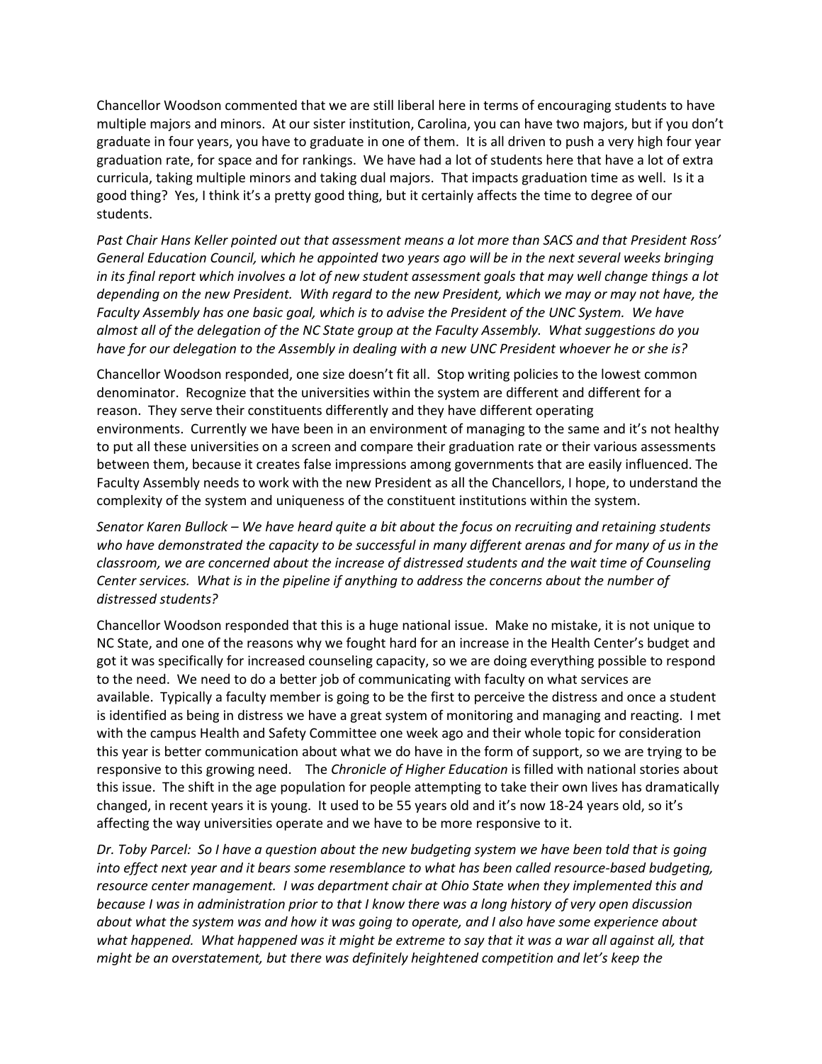Chancellor Woodson commented that we are still liberal here in terms of encouraging students to have multiple majors and minors. At our sister institution, Carolina, you can have two majors, but if you don't graduate in four years, you have to graduate in one of them. It is all driven to push a very high four year graduation rate, for space and for rankings. We have had a lot of students here that have a lot of extra curricula, taking multiple minors and taking dual majors. That impacts graduation time as well. Is it a good thing? Yes, I think it's a pretty good thing, but it certainly affects the time to degree of our students.

*Past Chair Hans Keller pointed out that assessment means a lot more than SACS and that President Ross' General Education Council, which he appointed two years ago will be in the next several weeks bringing in its final report which involves a lot of new student assessment goals that may well change things a lot depending on the new President. With regard to the new President, which we may or may not have, the Faculty Assembly has one basic goal, which is to advise the President of the UNC System. We have almost all of the delegation of the NC State group at the Faculty Assembly. What suggestions do you have for our delegation to the Assembly in dealing with a new UNC President whoever he or she is?*

Chancellor Woodson responded, one size doesn't fit all. Stop writing policies to the lowest common denominator. Recognize that the universities within the system are different and different for a reason. They serve their constituents differently and they have different operating environments. Currently we have been in an environment of managing to the same and it's not healthy to put all these universities on a screen and compare their graduation rate or their various assessments between them, because it creates false impressions among governments that are easily influenced. The Faculty Assembly needs to work with the new President as all the Chancellors, I hope, to understand the complexity of the system and uniqueness of the constituent institutions within the system.

*Senator Karen Bullock – We have heard quite a bit about the focus on recruiting and retaining students who have demonstrated the capacity to be successful in many different arenas and for many of us in the classroom, we are concerned about the increase of distressed students and the wait time of Counseling Center services. What is in the pipeline if anything to address the concerns about the number of distressed students?*

Chancellor Woodson responded that this is a huge national issue. Make no mistake, it is not unique to NC State, and one of the reasons why we fought hard for an increase in the Health Center's budget and got it was specifically for increased counseling capacity, so we are doing everything possible to respond to the need. We need to do a better job of communicating with faculty on what services are available. Typically a faculty member is going to be the first to perceive the distress and once a student is identified as being in distress we have a great system of monitoring and managing and reacting. I met with the campus Health and Safety Committee one week ago and their whole topic for consideration this year is better communication about what we do have in the form of support, so we are trying to be responsive to this growing need. The *Chronicle of Higher Education* is filled with national stories about this issue. The shift in the age population for people attempting to take their own lives has dramatically changed, in recent years it is young. It used to be 55 years old and it's now 18-24 years old, so it's affecting the way universities operate and we have to be more responsive to it.

*Dr. Toby Parcel: So I have a question about the new budgeting system we have been told that is going into effect next year and it bears some resemblance to what has been called resource-based budgeting, resource center management. I was department chair at Ohio State when they implemented this and because I was in administration prior to that I know there was a long history of very open discussion about what the system was and how it was going to operate, and I also have some experience about what happened. What happened was it might be extreme to say that it was a war all against all, that might be an overstatement, but there was definitely heightened competition and let's keep the*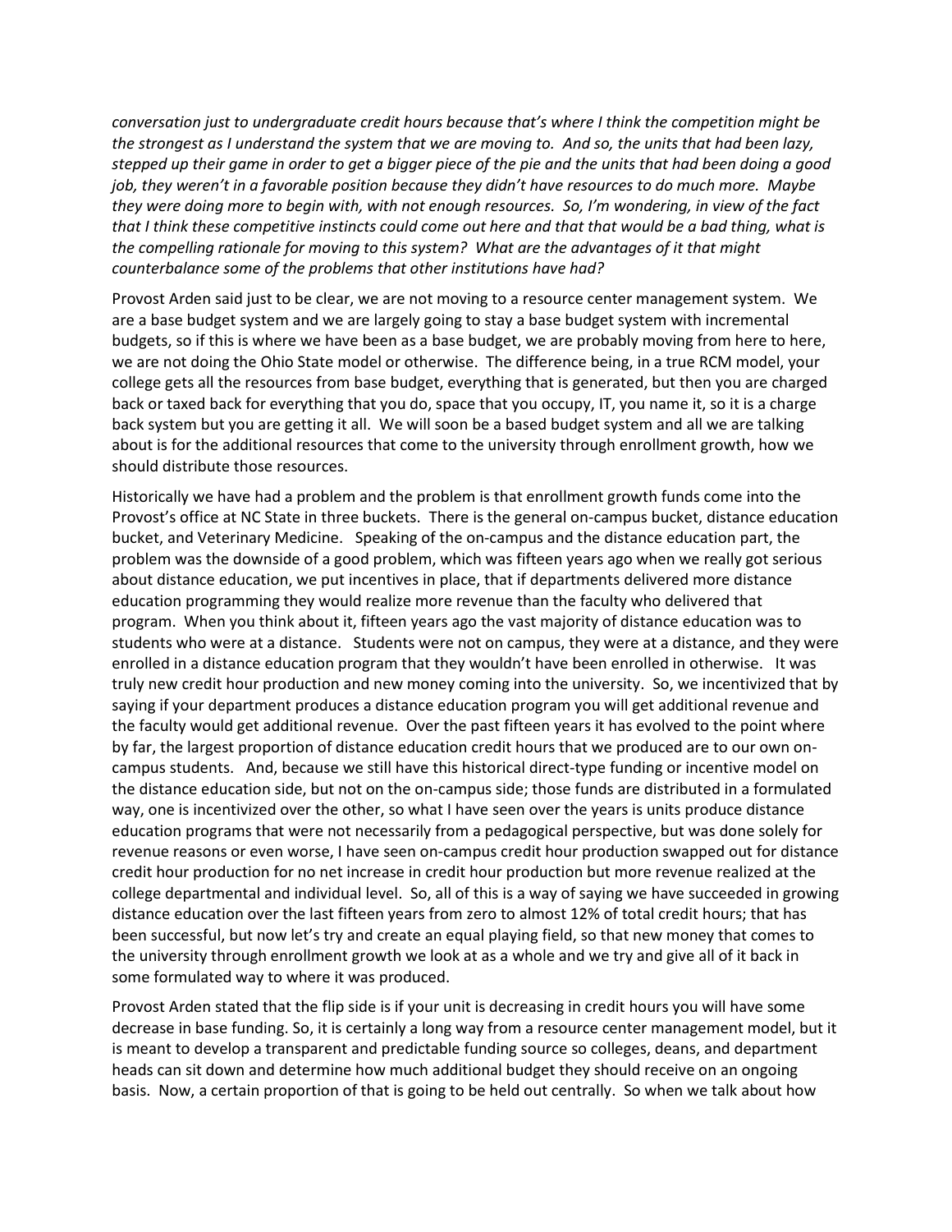*conversation just to undergraduate credit hours because that's where I think the competition might be the strongest as I understand the system that we are moving to. And so, the units that had been lazy, stepped up their game in order to get a bigger piece of the pie and the units that had been doing a good job, they weren't in a favorable position because they didn't have resources to do much more. Maybe they were doing more to begin with, with not enough resources. So, I'm wondering, in view of the fact that I think these competitive instincts could come out here and that that would be a bad thing, what is the compelling rationale for moving to this system? What are the advantages of it that might counterbalance some of the problems that other institutions have had?*

Provost Arden said just to be clear, we are not moving to a resource center management system. We are a base budget system and we are largely going to stay a base budget system with incremental budgets, so if this is where we have been as a base budget, we are probably moving from here to here, we are not doing the Ohio State model or otherwise. The difference being, in a true RCM model, your college gets all the resources from base budget, everything that is generated, but then you are charged back or taxed back for everything that you do, space that you occupy, IT, you name it, so it is a charge back system but you are getting it all. We will soon be a based budget system and all we are talking about is for the additional resources that come to the university through enrollment growth, how we should distribute those resources.

Historically we have had a problem and the problem is that enrollment growth funds come into the Provost's office at NC State in three buckets. There is the general on-campus bucket, distance education bucket, and Veterinary Medicine. Speaking of the on-campus and the distance education part, the problem was the downside of a good problem, which was fifteen years ago when we really got serious about distance education, we put incentives in place, that if departments delivered more distance education programming they would realize more revenue than the faculty who delivered that program. When you think about it, fifteen years ago the vast majority of distance education was to students who were at a distance. Students were not on campus, they were at a distance, and they were enrolled in a distance education program that they wouldn't have been enrolled in otherwise. It was truly new credit hour production and new money coming into the university. So, we incentivized that by saying if your department produces a distance education program you will get additional revenue and the faculty would get additional revenue. Over the past fifteen years it has evolved to the point where by far, the largest proportion of distance education credit hours that we produced are to our own on-campus students. And, because we still have this historical direct-type funding or incentive model on the distance education side, but not on the on-campus side; those funds are distributed in a formulated way, one is incentivized over the other, so what I have seen over the years is units produce distance education programs that were not necessarily from a pedagogical perspective, but was done solely for revenue reasons or even worse, I have seen on-campus credit hour production swapped out for distance credit hour production for no net increase in credit hour production but more revenue realized at the college departmental and individual level. So, all of this is a way of saying we have succeeded in growing distance education over the last fifteen years from zero to almost 12% of total credit hours; that has been successful, but now let's try and create an equal playing field, so that new money that comes to the university through enrollment growth we look at as a whole and we try and give all of it back in some formulated way to where it was produced.

Provost Arden stated that the flip side is if your unit is decreasing in credit hours you will have some decrease in base funding. So, it is certainly a long way from a resource center management model, but it is meant to develop a transparent and predictable funding source so colleges, deans, and department heads can sit down and determine how much additional budget they should receive on an ongoing basis. Now, a certain proportion of that is going to be held out centrally. So when we talk about how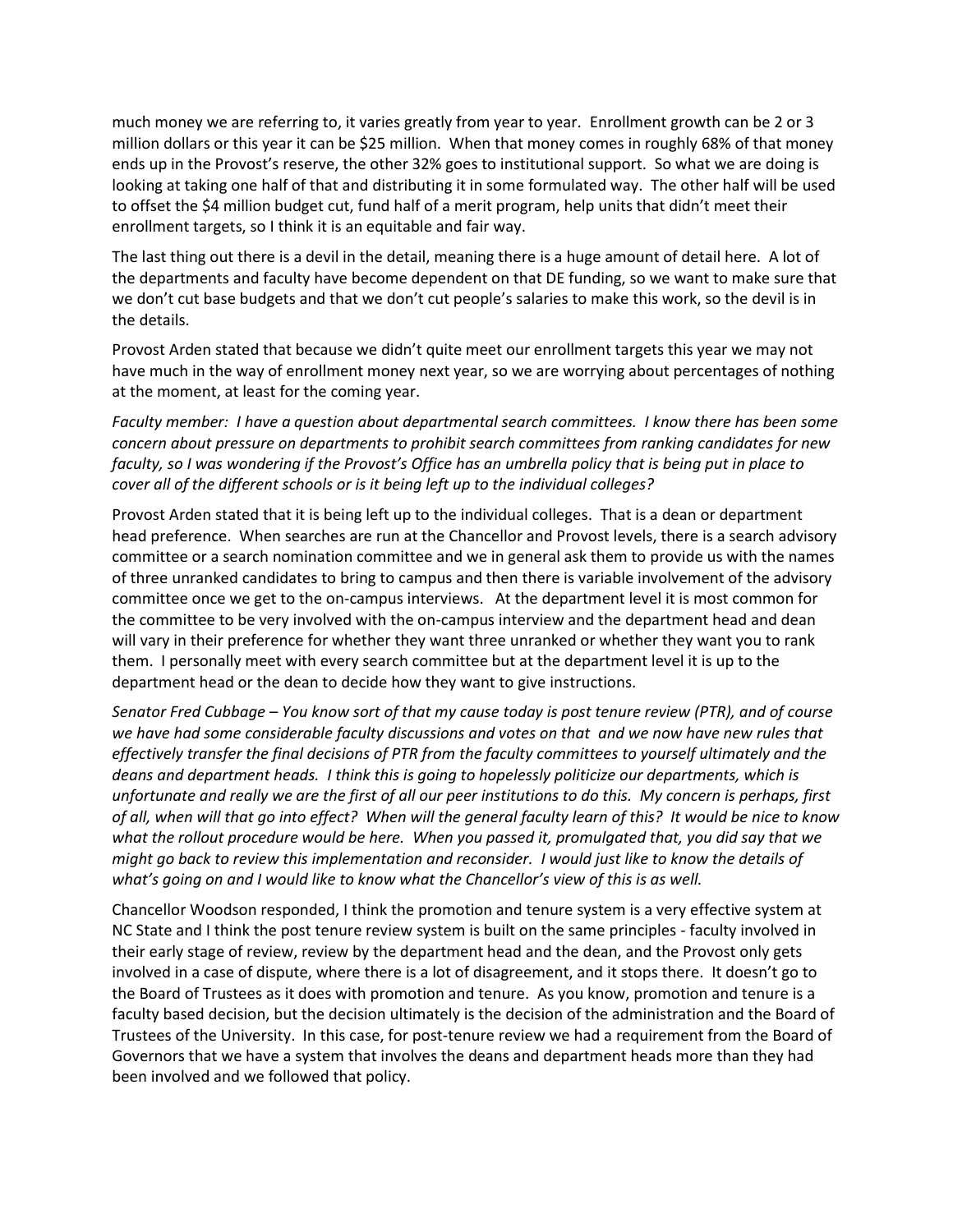much money we are referring to, it varies greatly from year to year. Enrollment growth can be 2 or 3 million dollars or this year it can be $25 million. When that money comes in roughly 68% of that money ends up in the Provost's reserve, the other 32% goes to institutional support. So what we are doing is looking at taking one half of that and distributing it in some formulated way. The other half will be used to offset the $4 million budget cut, fund half of a merit program, help units that didn't meet their enrollment targets, so I think it is an equitable and fair way.

The last thing out there is a devil in the detail, meaning there is a huge amount of detail here. A lot of the departments and faculty have become dependent on that DE funding, so we want to make sure that we don't cut base budgets and that we don't cut people's salaries to make this work, so the devil is in the details.

Provost Arden stated that because we didn't quite meet our enrollment targets this year we may not have much in the way of enrollment money next year, so we are worrying about percentages of nothing at the moment, at least for the coming year.

*Faculty member: I have a question about departmental search committees. I know there has been some concern about pressure on departments to prohibit search committees from ranking candidates for new faculty, so I was wondering if the Provost's Office has an umbrella policy that is being put in place to cover all of the different schools or is it being left up to the individual colleges?*

Provost Arden stated that it is being left up to the individual colleges. That is a dean or department head preference. When searches are run at the Chancellor and Provost levels, there is a search advisory committee or a search nomination committee and we in general ask them to provide us with the names of three unranked candidates to bring to campus and then there is variable involvement of the advisory committee once we get to the on-campus interviews. At the department level it is most common for the committee to be very involved with the on-campus interview and the department head and dean will vary in their preference for whether they want three unranked or whether they want you to rank them. I personally meet with every search committee but at the department level it is up to the department head or the dean to decide how they want to give instructions.

*Senator Fred Cubbage – You know sort of that my cause today is post tenure review (PTR), and of course we have had some considerable faculty discussions and votes on that and we now have new rules that effectively transfer the final decisions of PTR from the faculty committees to yourself ultimately and the deans and department heads. I think this is going to hopelessly politicize our departments, which is unfortunate and really we are the first of all our peer institutions to do this. My concern is perhaps, first of all, when will that go into effect? When will the general faculty learn of this? It would be nice to know what the rollout procedure would be here. When you passed it, promulgated that, you did say that we might go back to review this implementation and reconsider. I would just like to know the details of what's going on and I would like to know what the Chancellor's view of this is as well.*

Chancellor Woodson responded, I think the promotion and tenure system is a very effective system at NC State and I think the post tenure review system is built on the same principles - faculty involved in their early stage of review, review by the department head and the dean, and the Provost only gets involved in a case of dispute, where there is a lot of disagreement, and it stops there. It doesn't go to the Board of Trustees as it does with promotion and tenure. As you know, promotion and tenure is a faculty based decision, but the decision ultimately is the decision of the administration and the Board of Trustees of the University. In this case, for post-tenure review we had a requirement from the Board of Governors that we have a system that involves the deans and department heads more than they had been involved and we followed that policy.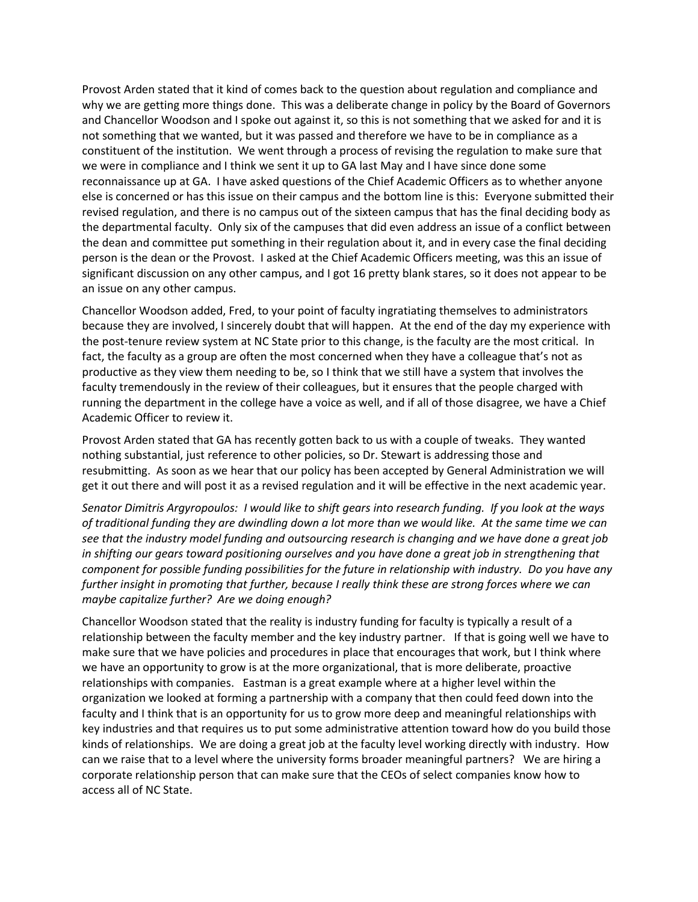Provost Arden stated that it kind of comes back to the question about regulation and compliance and why we are getting more things done. This was a deliberate change in policy by the Board of Governors and Chancellor Woodson and I spoke out against it, so this is not something that we asked for and it is not something that we wanted, but it was passed and therefore we have to be in compliance as a constituent of the institution. We went through a process of revising the regulation to make sure that we were in compliance and I think we sent it up to GA last May and I have since done some reconnaissance up at GA. I have asked questions of the Chief Academic Officers as to whether anyone else is concerned or has this issue on their campus and the bottom line is this: Everyone submitted their revised regulation, and there is no campus out of the sixteen campus that has the final deciding body as the departmental faculty. Only six of the campuses that did even address an issue of a conflict between the dean and committee put something in their regulation about it, and in every case the final deciding person is the dean or the Provost. I asked at the Chief Academic Officers meeting, was this an issue of significant discussion on any other campus, and I got 16 pretty blank stares, so it does not appear to be an issue on any other campus.

Chancellor Woodson added, Fred, to your point of faculty ingratiating themselves to administrators because they are involved, I sincerely doubt that will happen. At the end of the day my experience with the post-tenure review system at NC State prior to this change, is the faculty are the most critical. In fact, the faculty as a group are often the most concerned when they have a colleague that's not as productive as they view them needing to be, so I think that we still have a system that involves the faculty tremendously in the review of their colleagues, but it ensures that the people charged with running the department in the college have a voice as well, and if all of those disagree, we have a Chief Academic Officer to review it.

Provost Arden stated that GA has recently gotten back to us with a couple of tweaks. They wanted nothing substantial, just reference to other policies, so Dr. Stewart is addressing those and resubmitting. As soon as we hear that our policy has been accepted by General Administration we will get it out there and will post it as a revised regulation and it will be effective in the next academic year.

*Senator Dimitris Argyropoulos: I would like to shift gears into research funding. If you look at the ways of traditional funding they are dwindling down a lot more than we would like. At the same time we can see that the industry model funding and outsourcing research is changing and we have done a great job in shifting our gears toward positioning ourselves and you have done a great job in strengthening that component for possible funding possibilities for the future in relationship with industry. Do you have any further insight in promoting that further, because I really think these are strong forces where we can maybe capitalize further? Are we doing enough?*

Chancellor Woodson stated that the reality is industry funding for faculty is typically a result of a relationship between the faculty member and the key industry partner. If that is going well we have to make sure that we have policies and procedures in place that encourages that work, but I think where we have an opportunity to grow is at the more organizational, that is more deliberate, proactive relationships with companies. Eastman is a great example where at a higher level within the organization we looked at forming a partnership with a company that then could feed down into the faculty and I think that is an opportunity for us to grow more deep and meaningful relationships with key industries and that requires us to put some administrative attention toward how do you build those kinds of relationships. We are doing a great job at the faculty level working directly with industry. How can we raise that to a level where the university forms broader meaningful partners? We are hiring a corporate relationship person that can make sure that the CEOs of select companies know how to access all of NC State.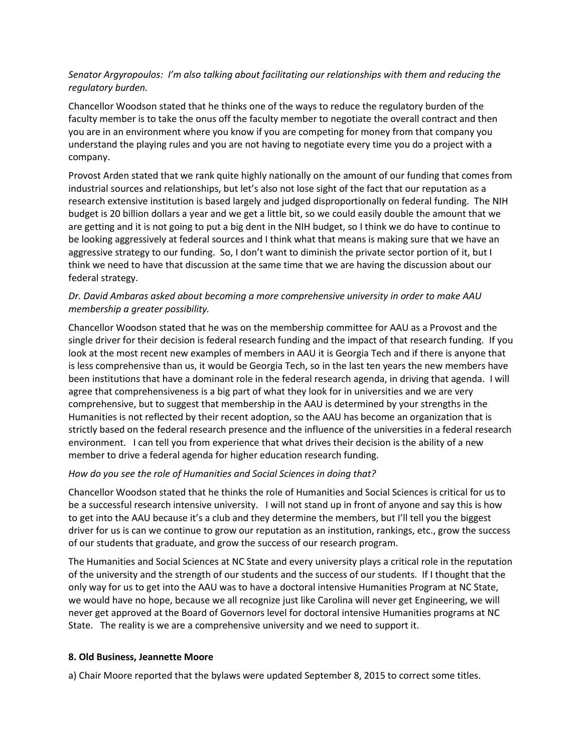*Senator Argyropoulos: I'm also talking about facilitating our relationships with them and reducing the regulatory burden.*

Chancellor Woodson stated that he thinks one of the ways to reduce the regulatory burden of the faculty member is to take the onus off the faculty member to negotiate the overall contract and then you are in an environment where you know if you are competing for money from that company you understand the playing rules and you are not having to negotiate every time you do a project with a company.

Provost Arden stated that we rank quite highly nationally on the amount of our funding that comes from industrial sources and relationships, but let's also not lose sight of the fact that our reputation as a research extensive institution is based largely and judged disproportionally on federal funding. The NIH budget is 20 billion dollars a year and we get a little bit, so we could easily double the amount that we are getting and it is not going to put a big dent in the NIH budget, so I think we do have to continue to be looking aggressively at federal sources and I think what that means is making sure that we have an aggressive strategy to our funding. So, I don't want to diminish the private sector portion of it, but I think we need to have that discussion at the same time that we are having the discussion about our federal strategy.

*Dr. David Ambaras asked about becoming a more comprehensive university in order to make AAU membership a greater possibility.*

Chancellor Woodson stated that he was on the membership committee for AAU as a Provost and the single driver for their decision is federal research funding and the impact of that research funding. If you look at the most recent new examples of members in AAU it is Georgia Tech and if there is anyone that is less comprehensive than us, it would be Georgia Tech, so in the last ten years the new members have been institutions that have a dominant role in the federal research agenda, in driving that agenda. I will agree that comprehensiveness is a big part of what they look for in universities and we are very comprehensive, but to suggest that membership in the AAU is determined by your strengths in the Humanities is not reflected by their recent adoption, so the AAU has become an organization that is strictly based on the federal research presence and the influence of the universities in a federal research environment. I can tell you from experience that what drives their decision is the ability of a new member to drive a federal agenda for higher education research funding.

*How do you see the role of Humanities and Social Sciences in doing that?*

Chancellor Woodson stated that he thinks the role of Humanities and Social Sciences is critical for us to be a successful research intensive university. I will not stand up in front of anyone and say this is how to get into the AAU because it's a club and they determine the members, but I'll tell you the biggest driver for us is can we continue to grow our reputation as an institution, rankings, etc., grow the success of our students that graduate, and grow the success of our research program.

The Humanities and Social Sciences at NC State and every university plays a critical role in the reputation of the university and the strength of our students and the success of our students. If I thought that the only way for us to get into the AAU was to have a doctoral intensive Humanities Program at NC State, we would have no hope, because we all recognize just like Carolina will never get Engineering, we will never get approved at the Board of Governors level for doctoral intensive Humanities programs at NC State. The reality is we are a comprehensive university and we need to support it.

**8. Old Business, Jeannette Moore**

a) Chair Moore reported that the bylaws were updated September 8, 2015 to correct some titles.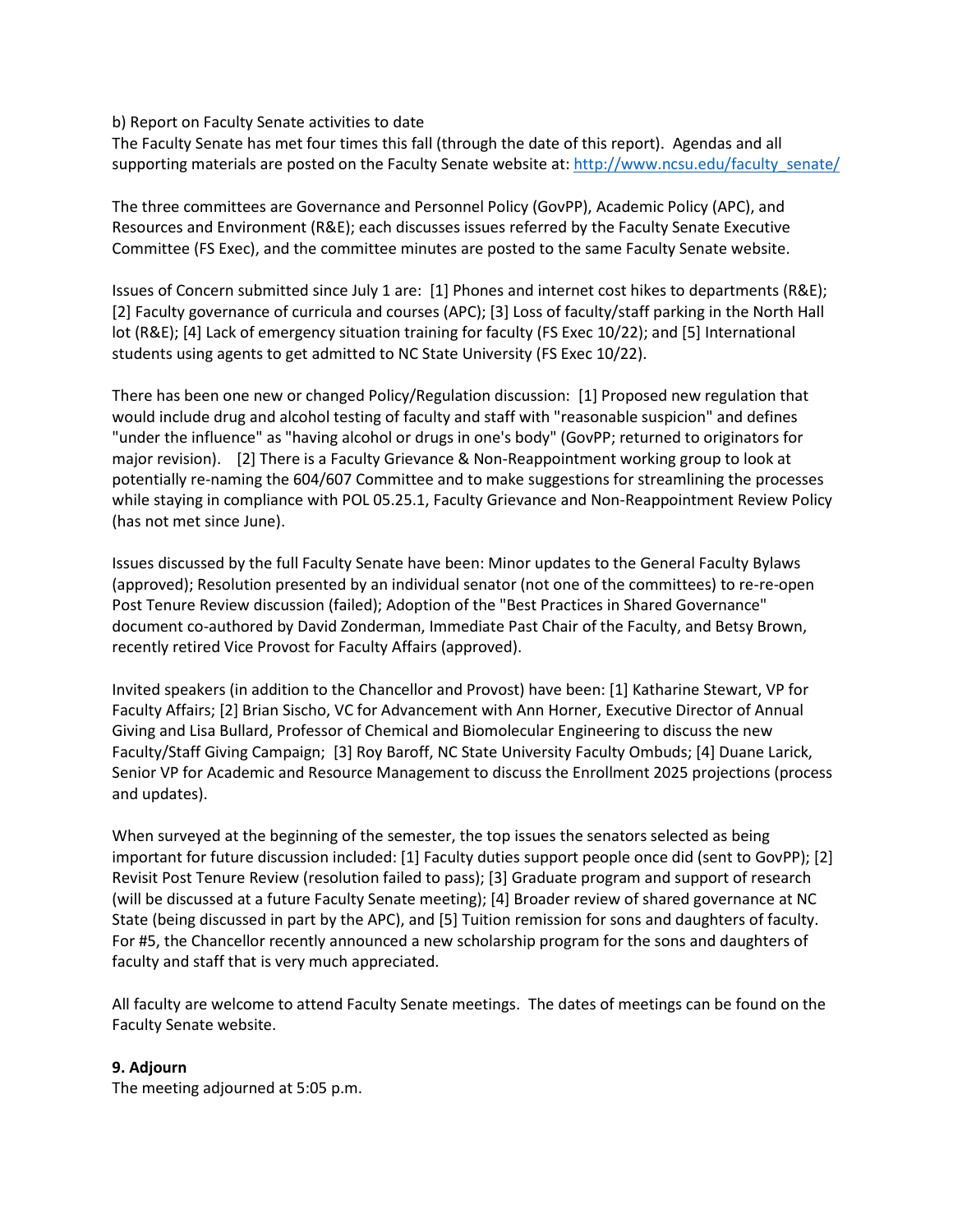b) Report on Faculty Senate activities to date

The Faculty Senate has met four times this fall (through the date of this report). Agendas and all supporting materials are posted on the Faculty Senate website at: http://www.ncsu.edu/faculty_senate/

The three committees are Governance and Personnel Policy (GovPP), Academic Policy (APC), and Resources and Environment (R&E); each discusses issues referred by the Faculty Senate Executive Committee (FS Exec), and the committee minutes are posted to the same Faculty Senate website.

Issues of Concern submitted since July 1 are: [1] Phones and internet cost hikes to departments (R&E); [2] Faculty governance of curricula and courses (APC); [3] Loss of faculty/staff parking in the North Hall lot (R&E); [4] Lack of emergency situation training for faculty (FS Exec 10/22); and [5] International students using agents to get admitted to NC State University (FS Exec 10/22).

There has been one new or changed Policy/Regulation discussion: [1] Proposed new regulation that would include drug and alcohol testing of faculty and staff with "reasonable suspicion" and defines "under the influence" as "having alcohol or drugs in one's body" (GovPP; returned to originators for major revision). [2] There is a Faculty Grievance & Non-Reappointment working group to look at potentially re-naming the 604/607 Committee and to make suggestions for streamlining the processes while staying in compliance with POL 05.25.1, Faculty Grievance and Non-Reappointment Review Policy (has not met since June).

Issues discussed by the full Faculty Senate have been: Minor updates to the General Faculty Bylaws (approved); Resolution presented by an individual senator (not one of the committees) to re-re-open Post Tenure Review discussion (failed); Adoption of the "Best Practices in Shared Governance" document co-authored by David Zonderman, Immediate Past Chair of the Faculty, and Betsy Brown, recently retired Vice Provost for Faculty Affairs (approved).

Invited speakers (in addition to the Chancellor and Provost) have been: [1] Katharine Stewart, VP for Faculty Affairs; [2] Brian Sischo, VC for Advancement with Ann Horner, Executive Director of Annual Giving and Lisa Bullard, Professor of Chemical and Biomolecular Engineering to discuss the new Faculty/Staff Giving Campaign; [3] Roy Baroff, NC State University Faculty Ombuds; [4] Duane Larick, Senior VP for Academic and Resource Management to discuss the Enrollment 2025 projections (process and updates).

When surveyed at the beginning of the semester, the top issues the senators selected as being important for future discussion included: [1] Faculty duties support people once did (sent to GovPP); [2] Revisit Post Tenure Review (resolution failed to pass); [3] Graduate program and support of research (will be discussed at a future Faculty Senate meeting); [4] Broader review of shared governance at NC State (being discussed in part by the APC), and [5] Tuition remission for sons and daughters of faculty. For #5, the Chancellor recently announced a new scholarship program for the sons and daughters of faculty and staff that is very much appreciated.

All faculty are welcome to attend Faculty Senate meetings. The dates of meetings can be found on the Faculty Senate website.

**9. Adjourn**

The meeting adjourned at 5:05 p.m.